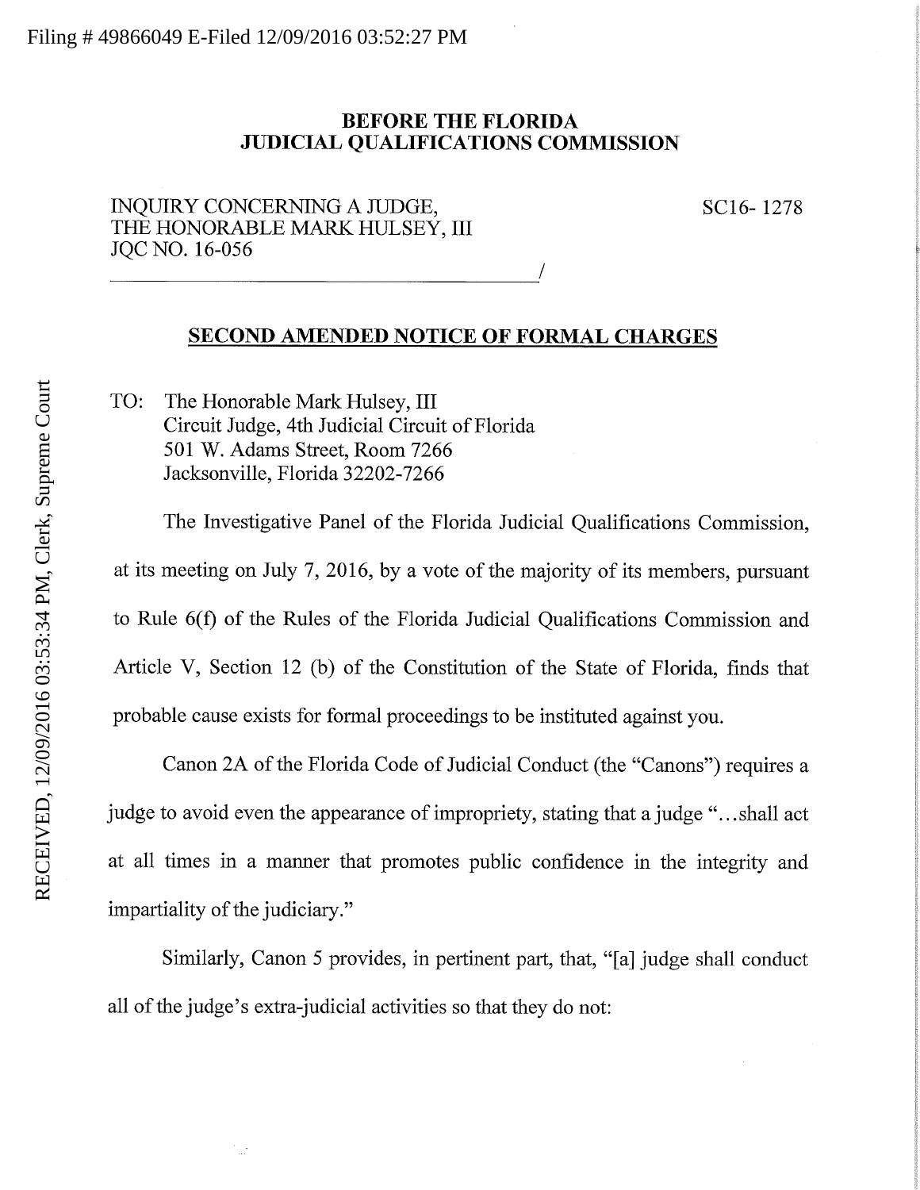Filing # 49866049 E-Filed 12/09/2016 03:52:27 PM

RECEIVED, 12/09/2016 03:53:34 PM, Clerk, Supreme Court

**BEFORE THE FLORIDA**
**JUDICIAL QUALIFICATIONS COMMISSION**

INQUIRY CONCERNING A JUDGE,
THE HONORABLE MARK HULSEY, III
JQC NO. 16-056

SC16- 1278

______________________________________/

## SECOND AMENDED NOTICE OF FORMAL CHARGES

TO: The Honorable Mark Hulsey, III
Circuit Judge, 4th Judicial Circuit of Florida
501 W. Adams Street, Room 7266
Jacksonville, Florida 32202-7266

The Investigative Panel of the Florida Judicial Qualifications Commission, at its meeting on July 7, 2016, by a vote of the majority of its members, pursuant to Rule 6(f) of the Rules of the Florida Judicial Qualifications Commission and Article V, Section 12 (b) of the Constitution of the State of Florida, finds that probable cause exists for formal proceedings to be instituted against you.

Canon 2A of the Florida Code of Judicial Conduct (the "Canons") requires a judge to avoid even the appearance of impropriety, stating that a judge "…shall act at all times in a manner that promotes public confidence in the integrity and impartiality of the judiciary."

Similarly, Canon 5 provides, in pertinent part, that, "[a] judge shall conduct all of the judge's extra-judicial activities so that they do not: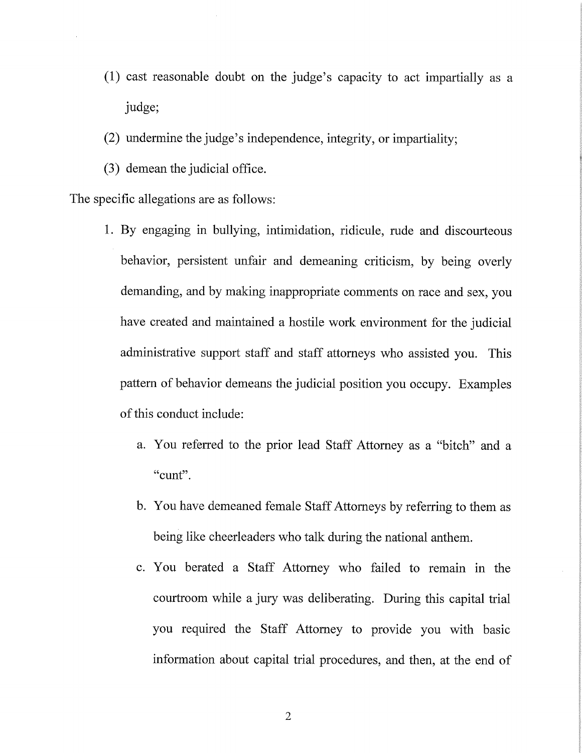(1) cast reasonable doubt on the judge's capacity to act impartially as a judge;

(2) undermine the judge's independence, integrity, or impartiality;

(3) demean the judicial office.

The specific allegations are as follows:

1. By engaging in bullying, intimidation, ridicule, rude and discourteous behavior, persistent unfair and demeaning criticism, by being overly demanding, and by making inappropriate comments on race and sex, you have created and maintained a hostile work environment for the judicial administrative support staff and staff attorneys who assisted you. This pattern of behavior demeans the judicial position you occupy. Examples of this conduct include:

   a. You referred to the prior lead Staff Attorney as a "bitch" and a "cunt".

   b. You have demeaned female Staff Attorneys by referring to them as being like cheerleaders who talk during the national anthem.

   c. You berated a Staff Attorney who failed to remain in the courtroom while a jury was deliberating. During this capital trial you required the Staff Attorney to provide you with basic information about capital trial procedures, and then, at the end of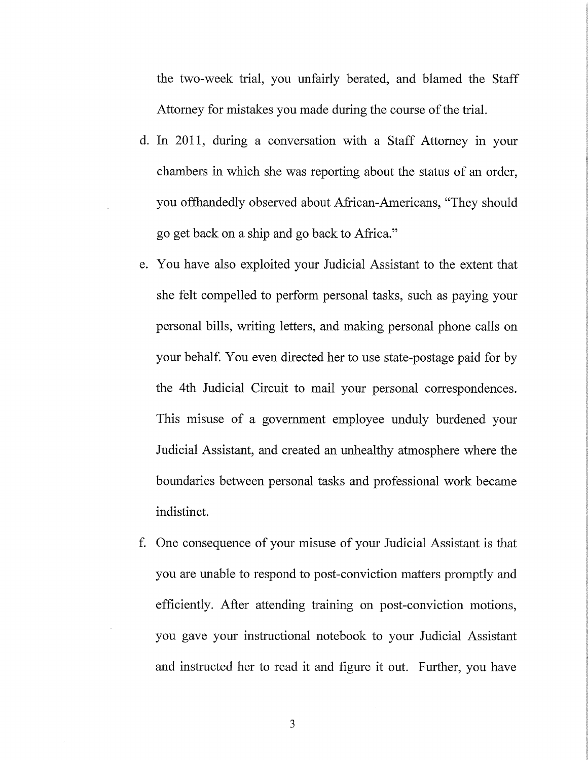the two-week trial, you unfairly berated, and blamed the Staff Attorney for mistakes you made during the course of the trial.

d. In 2011, during a conversation with a Staff Attorney in your chambers in which she was reporting about the status of an order, you offhandedly observed about African-Americans, "They should go get back on a ship and go back to Africa."

e. You have also exploited your Judicial Assistant to the extent that she felt compelled to perform personal tasks, such as paying your personal bills, writing letters, and making personal phone calls on your behalf. You even directed her to use state-postage paid for by the 4th Judicial Circuit to mail your personal correspondences. This misuse of a government employee unduly burdened your Judicial Assistant, and created an unhealthy atmosphere where the boundaries between personal tasks and professional work became indistinct.

f. One consequence of your misuse of your Judicial Assistant is that you are unable to respond to post-conviction matters promptly and efficiently. After attending training on post-conviction motions, you gave your instructional notebook to your Judicial Assistant and instructed her to read it and figure it out. Further, you have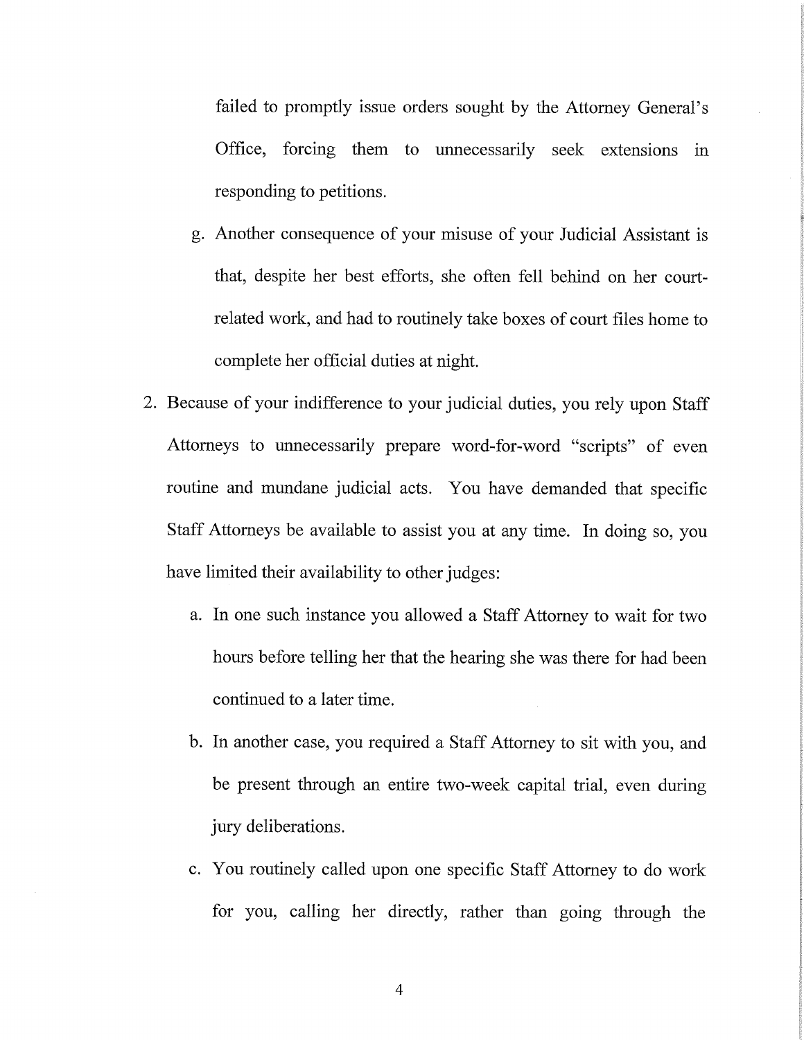failed to promptly issue orders sought by the Attorney General's Office, forcing them to unnecessarily seek extensions in responding to petitions.

g. Another consequence of your misuse of your Judicial Assistant is that, despite her best efforts, she often fell behind on her court-related work, and had to routinely take boxes of court files home to complete her official duties at night.

2. Because of your indifference to your judicial duties, you rely upon Staff Attorneys to unnecessarily prepare word-for-word "scripts" of even routine and mundane judicial acts. You have demanded that specific Staff Attorneys be available to assist you at any time. In doing so, you have limited their availability to other judges:

   a. In one such instance you allowed a Staff Attorney to wait for two hours before telling her that the hearing she was there for had been continued to a later time.

   b. In another case, you required a Staff Attorney to sit with you, and be present through an entire two-week capital trial, even during jury deliberations.

   c. You routinely called upon one specific Staff Attorney to do work for you, calling her directly, rather than going through the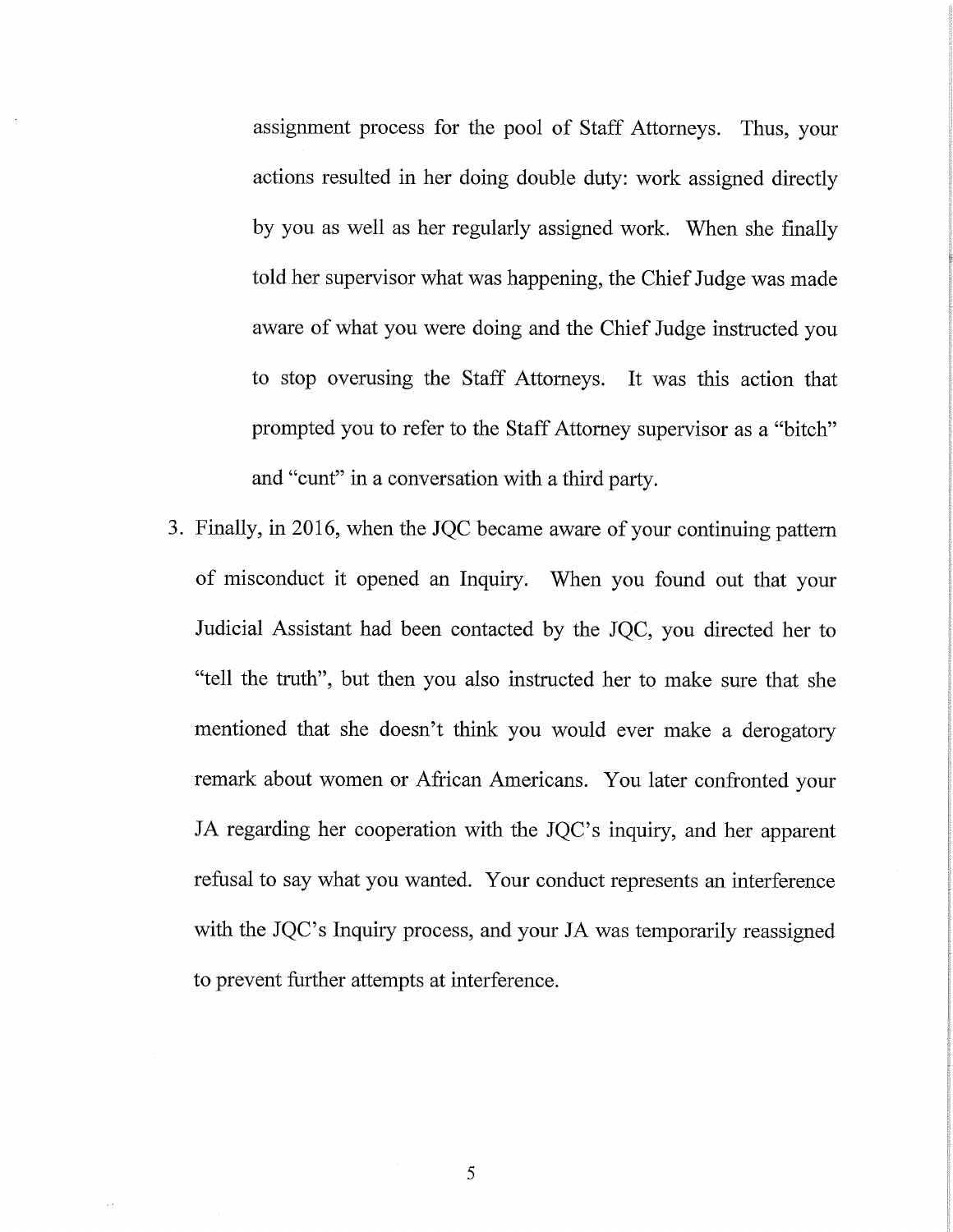assignment process for the pool of Staff Attorneys. Thus, your actions resulted in her doing double duty: work assigned directly by you as well as her regularly assigned work. When she finally told her supervisor what was happening, the Chief Judge was made aware of what you were doing and the Chief Judge instructed you to stop overusing the Staff Attorneys. It was this action that prompted you to refer to the Staff Attorney supervisor as a "bitch" and "cunt" in a conversation with a third party.

3. Finally, in 2016, when the JQC became aware of your continuing pattern of misconduct it opened an Inquiry. When you found out that your Judicial Assistant had been contacted by the JQC, you directed her to "tell the truth", but then you also instructed her to make sure that she mentioned that she doesn't think you would ever make a derogatory remark about women or African Americans. You later confronted your JA regarding her cooperation with the JQC's inquiry, and her apparent refusal to say what you wanted. Your conduct represents an interference with the JQC's Inquiry process, and your JA was temporarily reassigned to prevent further attempts at interference.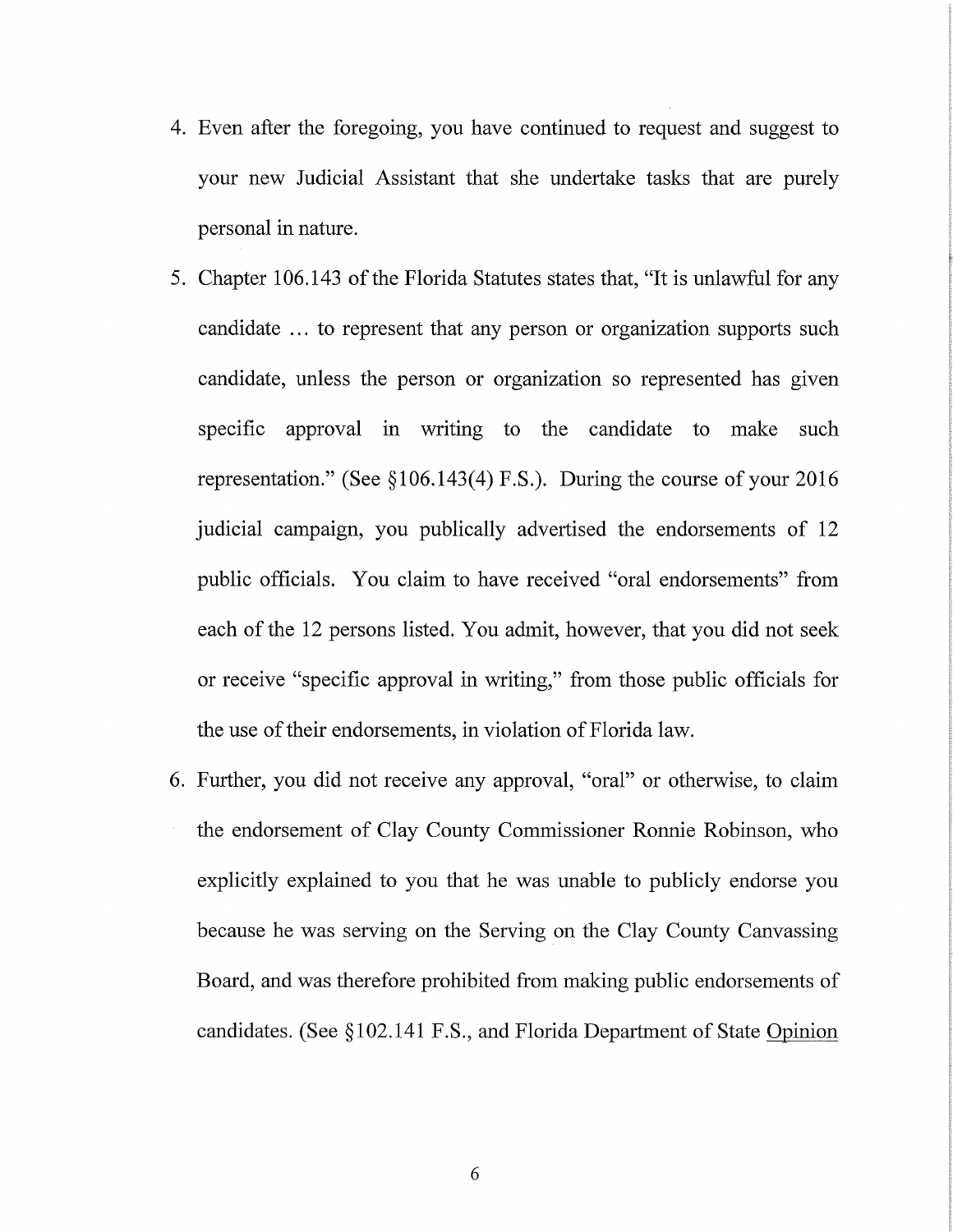4. Even after the foregoing, you have continued to request and suggest to your new Judicial Assistant that she undertake tasks that are purely personal in nature.

5. Chapter 106.143 of the Florida Statutes states that, "It is unlawful for any candidate … to represent that any person or organization supports such candidate, unless the person or organization so represented has given specific approval in writing to the candidate to make such representation." (See §106.143(4) F.S.). During the course of your 2016 judicial campaign, you publically advertised the endorsements of 12 public officials. You claim to have received "oral endorsements" from each of the 12 persons listed. You admit, however, that you did not seek or receive "specific approval in writing," from those public officials for the use of their endorsements, in violation of Florida law.

6. Further, you did not receive any approval, "oral" or otherwise, to claim the endorsement of Clay County Commissioner Ronnie Robinson, who explicitly explained to you that he was unable to publicly endorse you because he was serving on the Serving on the Clay County Canvassing Board, and was therefore prohibited from making public endorsements of candidates. (See §102.141 F.S., and Florida Department of State Opinion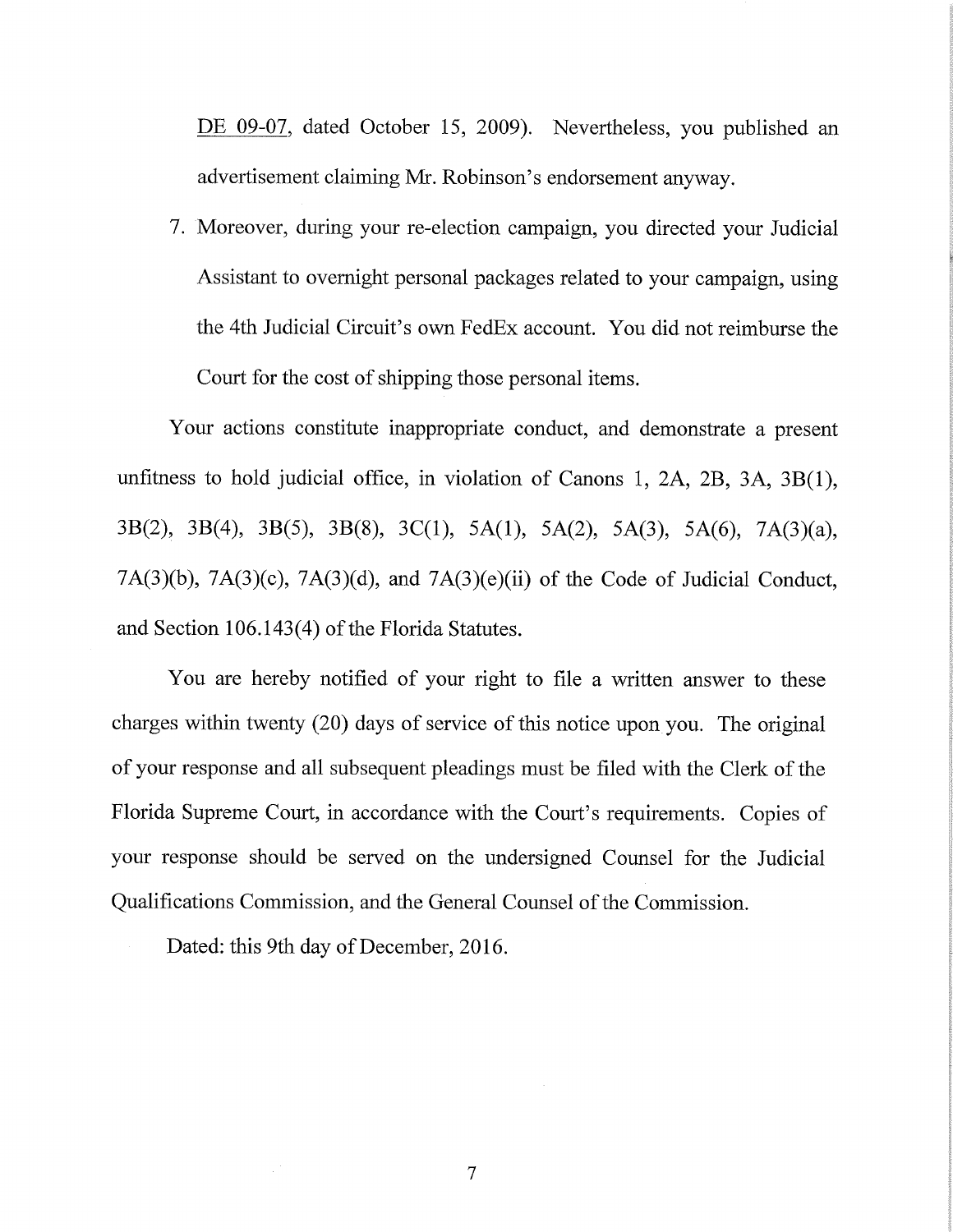DE 09-07, dated October 15, 2009). Nevertheless, you published an advertisement claiming Mr. Robinson's endorsement anyway.

7. Moreover, during your re-election campaign, you directed your Judicial Assistant to overnight personal packages related to your campaign, using the 4th Judicial Circuit's own FedEx account. You did not reimburse the Court for the cost of shipping those personal items.

Your actions constitute inappropriate conduct, and demonstrate a present unfitness to hold judicial office, in violation of Canons 1, 2A, 2B, 3A, 3B(1), 3B(2), 3B(4), 3B(5), 3B(8), 3C(1), 5A(1), 5A(2), 5A(3), 5A(6), 7A(3)(a), 7A(3)(b), 7A(3)(c), 7A(3)(d), and 7A(3)(e)(ii) of the Code of Judicial Conduct, and Section 106.143(4) of the Florida Statutes.

You are hereby notified of your right to file a written answer to these charges within twenty (20) days of service of this notice upon you. The original of your response and all subsequent pleadings must be filed with the Clerk of the Florida Supreme Court, in accordance with the Court's requirements. Copies of your response should be served on the undersigned Counsel for the Judicial Qualifications Commission, and the General Counsel of the Commission.

Dated: this 9th day of December, 2016.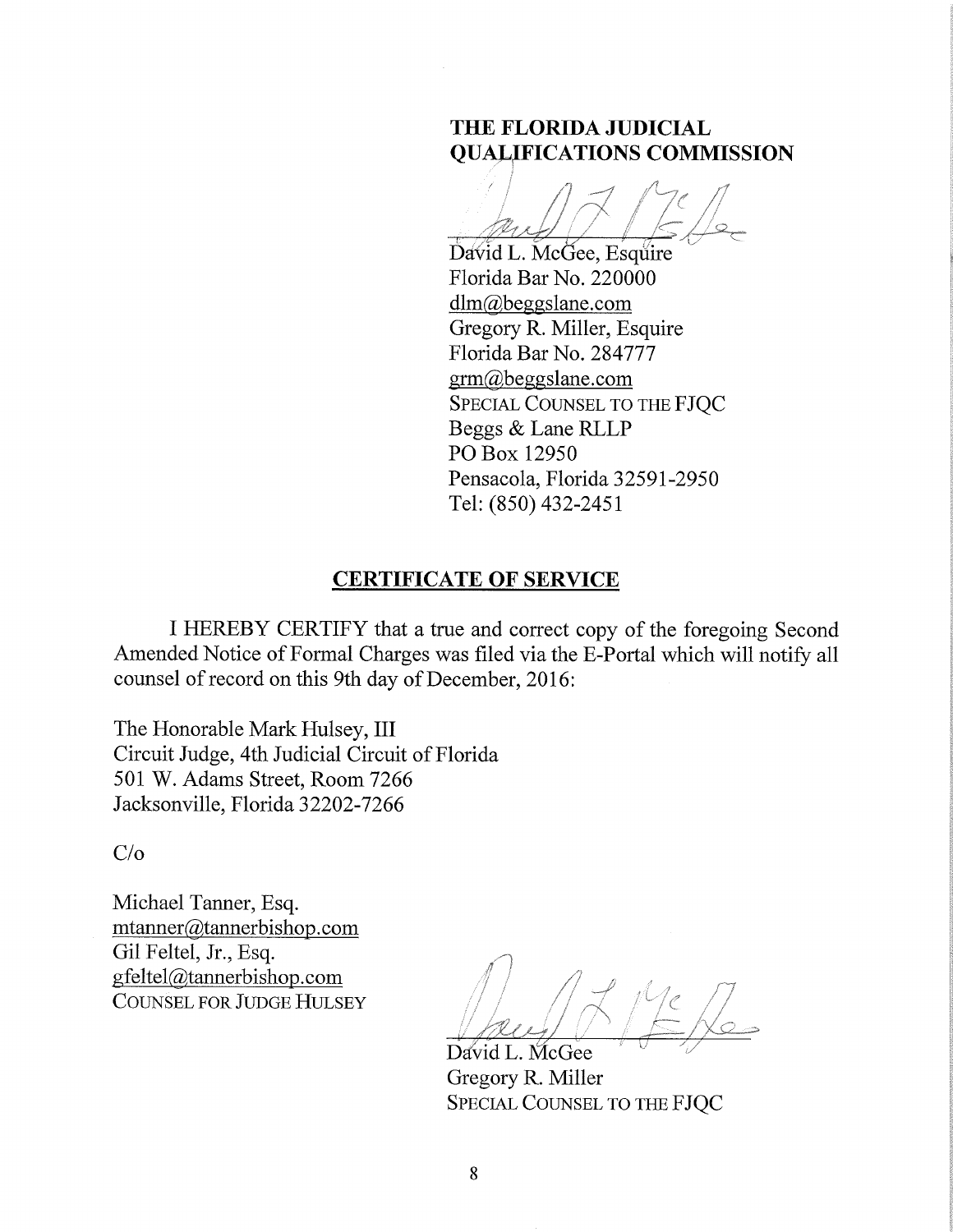**THE FLORIDA JUDICIAL QUALIFICATIONS COMMISSION**

David L. McGee, Esquire
Florida Bar No. 220000
dlm@beggslane.com
Gregory R. Miller, Esquire
Florida Bar No. 284777
grm@beggslane.com
SPECIAL COUNSEL TO THE FJQC
Beggs & Lane RLLP
PO Box 12950
Pensacola, Florida 32591-2950
Tel: (850) 432-2451

## CERTIFICATE OF SERVICE

I HEREBY CERTIFY that a true and correct copy of the foregoing Second Amended Notice of Formal Charges was filed via the E-Portal which will notify all counsel of record on this 9th day of December, 2016:

The Honorable Mark Hulsey, III
Circuit Judge, 4th Judicial Circuit of Florida
501 W. Adams Street, Room 7266
Jacksonville, Florida 32202-7266

C/o

Michael Tanner, Esq.
mtanner@tannerbishop.com
Gil Feltel, Jr., Esq.
gfeltel@tannerbishop.com
COUNSEL FOR JUDGE HULSEY

David L. McGee
Gregory R. Miller
SPECIAL COUNSEL TO THE FJQC